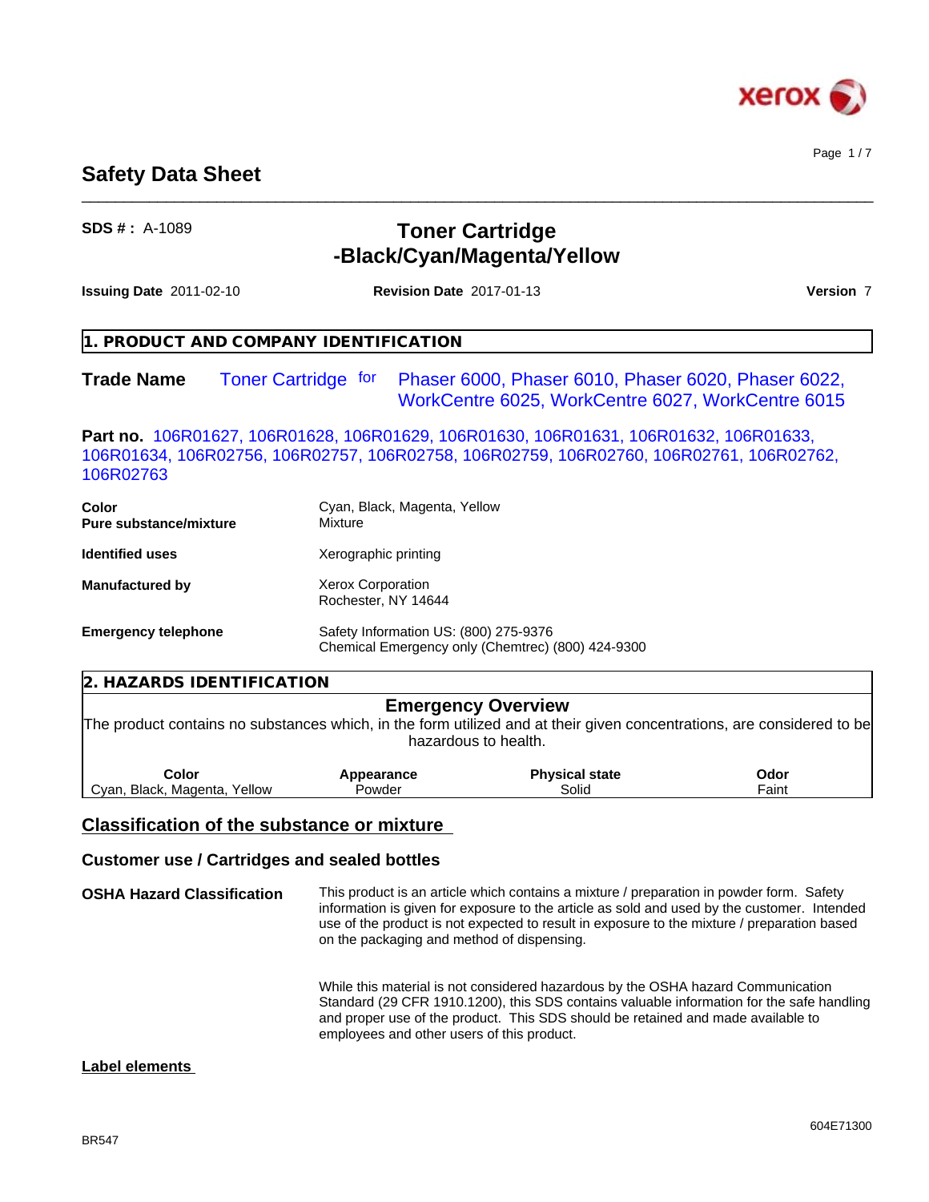# Safety Data Sheet

**SDS # :** A-1089

## Toner Cartridge -Black/Cyan/Magenta/Yellow

**Issuing Date** 2011-02-10 **Revision Date** 2017-01-13 **Version** 7

## 1. PRODUCT AND COMPANY IDENTIFICATION

**Trade Name** Toner Cartridge for Phaser 6000, Phaser 6010, Phaser 6020, Phaser 6022, WorkCentre 6025, WorkCentre 6027, WorkCentre 6015

**Part no.** 106R01627, 106R01628, 106R01629, 106R01630, 106R01631, 106R01632, 106R01633, 106R01634, 106R02756, 106R02757, 106R02758, 106R02759, 106R02760, 106R02761, 106R02762, 106R02763

**Color** Cyan, Black, Magenta, Yellow

**Pure substance/mixture** Mixture

**Identified uses** Xerographic printing

**Manufactured by** Xerox Corporation
Rochester, NY 14644

**Emergency telephone** Safety Information US: (800) 275-9376
Chemical Emergency only (Chemtrec) (800) 424-9300

## 2. HAZARDS IDENTIFICATION

### Emergency Overview

The product contains no substances which, in the form utilized and at their given concentrations, are considered to be hazardous to health.

| Color | Appearance | Physical state | Odor |
|---|---|---|---|
| Cyan, Black, Magenta, Yellow | Powder | Solid | Faint |

### Classification of the substance or mixture

### Customer use / Cartridges and sealed bottles

**OSHA Hazard Classification** This product is an article which contains a mixture / preparation in powder form. Safety information is given for exposure to the article as sold and used by the customer. Intended use of the product is not expected to result in exposure to the mixture / preparation based on the packaging and method of dispensing.

While this material is not considered hazardous by the OSHA hazard Communication Standard (29 CFR 1910.1200), this SDS contains valuable information for the safe handling and proper use of the product. This SDS should be retained and made available to employees and other users of this product.

### Label elements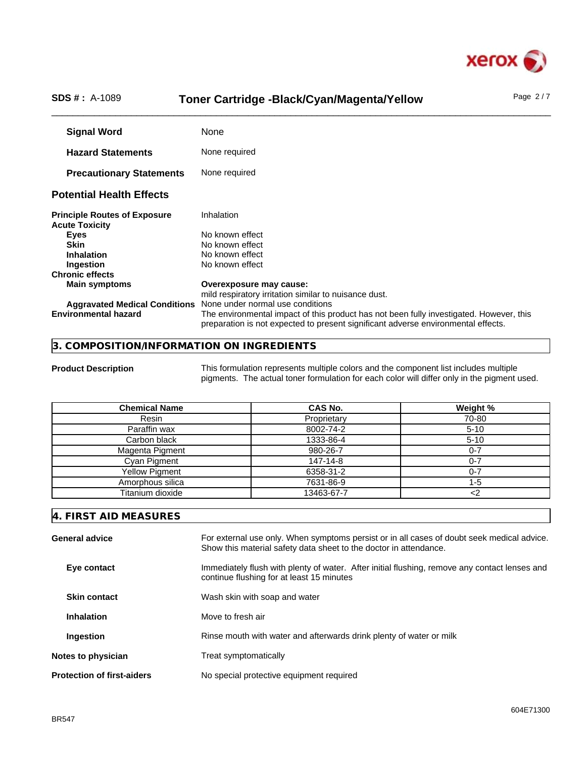**Signal Word** None

**Hazard Statements** None required

**Precautionary Statements** None required

## Potential Health Effects

**Principle Routes of Exposure** Inhalation

**Acute Toxicity**

**Eyes** No known effect

**Skin** No known effect

**Inhalation** No known effect

**Ingestion** No known effect

**Chronic effects**

**Main symptoms** **Overexposure may cause:**
mild respiratory irritation similar to nuisance dust.

**Aggravated Medical Conditions** None under normal use conditions

**Environmental hazard** The environmental impact of this product has not been fully investigated. However, this preparation is not expected to present significant adverse environmental effects.

## 3. COMPOSITION/INFORMATION ON INGREDIENTS

**Product Description** This formulation represents multiple colors and the component list includes multiple pigments. The actual toner formulation for each color will differ only in the pigment used.

| Chemical Name | CAS No. | Weight % |
|---|---|---|
| Resin | Proprietary | 70-80 |
| Paraffin wax | 8002-74-2 | 5-10 |
| Carbon black | 1333-86-4 | 5-10 |
| Magenta Pigment | 980-26-7 | 0-7 |
| Cyan Pigment | 147-14-8 | 0-7 |
| Yellow Pigment | 6358-31-2 | 0-7 |
| Amorphous silica | 7631-86-9 | 1-5 |
| Titanium dioxide | 13463-67-7 | <2 |

## 4. FIRST AID MEASURES

**General advice** For external use only. When symptoms persist or in all cases of doubt seek medical advice. Show this material safety data sheet to the doctor in attendance.

**Eye contact** Immediately flush with plenty of water. After initial flushing, remove any contact lenses and continue flushing for at least 15 minutes

**Skin contact** Wash skin with soap and water

**Inhalation** Move to fresh air

**Ingestion** Rinse mouth with water and afterwards drink plenty of water or milk

**Notes to physician** Treat symptomatically

**Protection of first-aiders** No special protective equipment required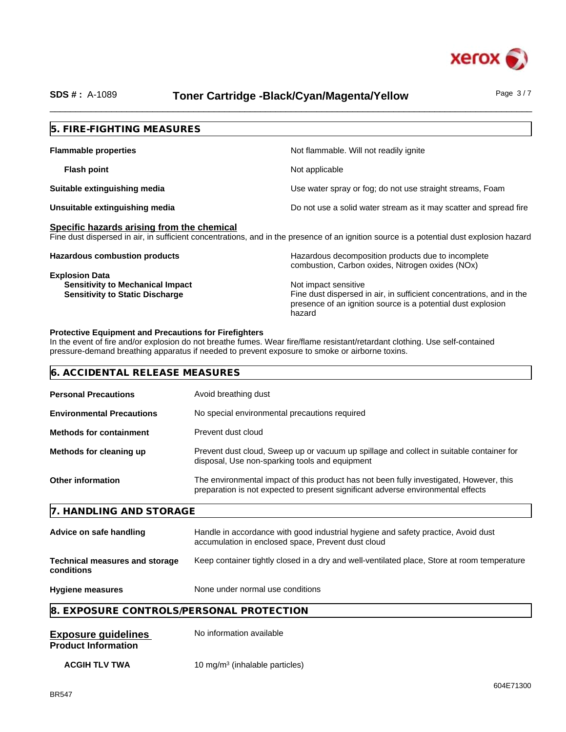## 5. FIRE-FIGHTING MEASURES

| | |
|---|---|
| **Flammable properties** | Not flammable. Will not readily ignite |
| **Flash point** | Not applicable |
| **Suitable extinguishing media** | Use water spray or fog; do not use straight streams, Foam |
| **Unsuitable extinguishing media** | Do not use a solid water stream as it may scatter and spread fire |

**Specific hazards arising from the chemical**

Fine dust dispersed in air, in sufficient concentrations, and in the presence of an ignition source is a potential dust explosion hazard

| | |
|---|---|
| **Hazardous combustion products** | Hazardous decomposition products due to incomplete combustion, Carbon oxides, Nitrogen oxides (NOx) |
| **Explosion Data** | |
| **Sensitivity to Mechanical Impact** | Not impact sensitive |
| **Sensitivity to Static Discharge** | Fine dust dispersed in air, in sufficient concentrations, and in the presence of an ignition source is a potential dust explosion hazard |

**Protective Equipment and Precautions for Firefighters**

In the event of fire and/or explosion do not breathe fumes. Wear fire/flame resistant/retardant clothing. Use self-contained pressure-demand breathing apparatus if needed to prevent exposure to smoke or airborne toxins.

## 6. ACCIDENTAL RELEASE MEASURES

| | |
|---|---|
| **Personal Precautions** | Avoid breathing dust |
| **Environmental Precautions** | No special environmental precautions required |
| **Methods for containment** | Prevent dust cloud |
| **Methods for cleaning up** | Prevent dust cloud, Sweep up or vacuum up spillage and collect in suitable container for disposal, Use non-sparking tools and equipment |
| **Other information** | The environmental impact of this product has not been fully investigated, However, this preparation is not expected to present significant adverse environmental effects |

## 7. HANDLING AND STORAGE

| | |
|---|---|
| **Advice on safe handling** | Handle in accordance with good industrial hygiene and safety practice, Avoid dust accumulation in enclosed space, Prevent dust cloud |
| **Technical measures and storage conditions** | Keep container tightly closed in a dry and well-ventilated place, Store at room temperature |
| **Hygiene measures** | None under normal use conditions |

## 8. EXPOSURE CONTROLS/PERSONAL PROTECTION

| | |
|---|---|
| **Exposure guidelines** | No information available |
| **Product Information** | |
| **ACGIH TLV TWA** | 10 mg/m$^3$ (inhalable particles) |

604E71300

BR547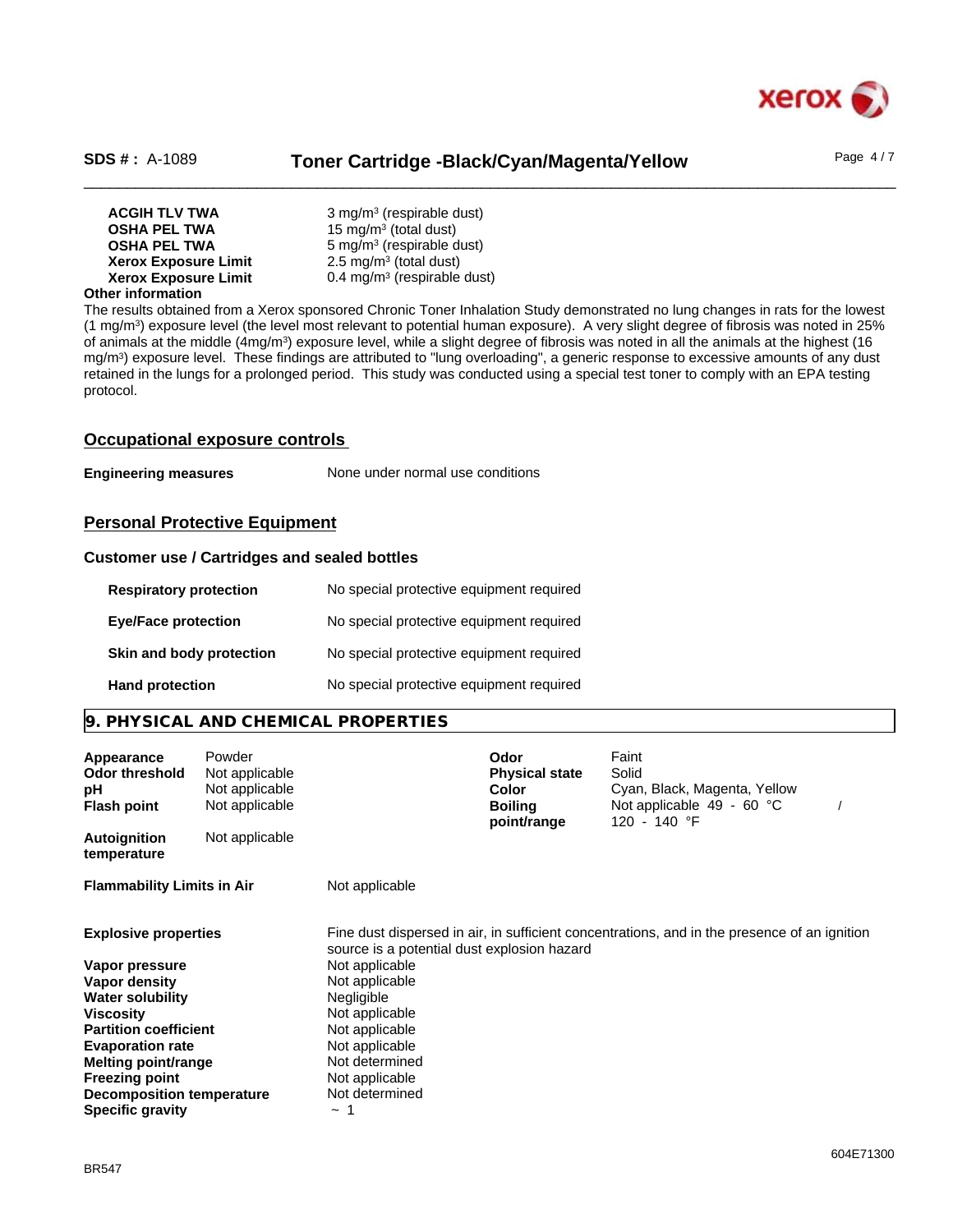| | |
|---|---|
| **ACGIH TLV TWA** | 3 mg/m³ (respirable dust) |
| **OSHA PEL TWA** | 15 mg/m³ (total dust) |
| **OSHA PEL TWA** | 5 mg/m³ (respirable dust) |
| **Xerox Exposure Limit** | 2.5 mg/m³ (total dust) |
| **Xerox Exposure Limit** | 0.4 mg/m³ (respirable dust) |

**Other information**

The results obtained from a Xerox sponsored Chronic Toner Inhalation Study demonstrated no lung changes in rats for the lowest (1 mg/m³) exposure level (the level most relevant to potential human exposure). A very slight degree of fibrosis was noted in 25% of animals at the middle (4mg/m³) exposure level, while a slight degree of fibrosis was noted in all the animals at the highest (16 mg/m³) exposure level. These findings are attributed to "lung overloading", a generic response to excessive amounts of any dust retained in the lungs for a prolonged period. This study was conducted using a special test toner to comply with an EPA testing protocol.

## Occupational exposure controls

**Engineering measures** None under normal use conditions

## Personal Protective Equipment

### Customer use / Cartridges and sealed bottles

| | |
|---|---|
| **Respiratory protection** | No special protective equipment required |
| **Eye/Face protection** | No special protective equipment required |
| **Skin and body protection** | No special protective equipment required |
| **Hand protection** | No special protective equipment required |

## 9. PHYSICAL AND CHEMICAL PROPERTIES

| | | | |
|---|---|---|---|
| **Appearance** | Powder | **Odor** | Faint |
| **Odor threshold** | Not applicable | **Physical state** | Solid |
| **pH** | Not applicable | **Color** | Cyan, Black, Magenta, Yellow |
| **Flash point** | Not applicable | **Boiling point/range** | Not applicable 49 - 60 °C / 120 - 140 °F |
| **Autoignition temperature** | Not applicable | | |

| | |
|---|---|
| **Flammability Limits in Air** | Not applicable |
| **Explosive properties** | Fine dust dispersed in air, in sufficient concentrations, and in the presence of an ignition source is a potential dust explosion hazard |
| **Vapor pressure** | Not applicable |
| **Vapor density** | Not applicable |
| **Water solubility** | Negligible |
| **Viscosity** | Not applicable |
| **Partition coefficient** | Not applicable |
| **Evaporation rate** | Not applicable |
| **Melting point/range** | Not determined |
| **Freezing point** | Not applicable |
| **Decomposition temperature** | Not determined |
| **Specific gravity** | ~ 1 |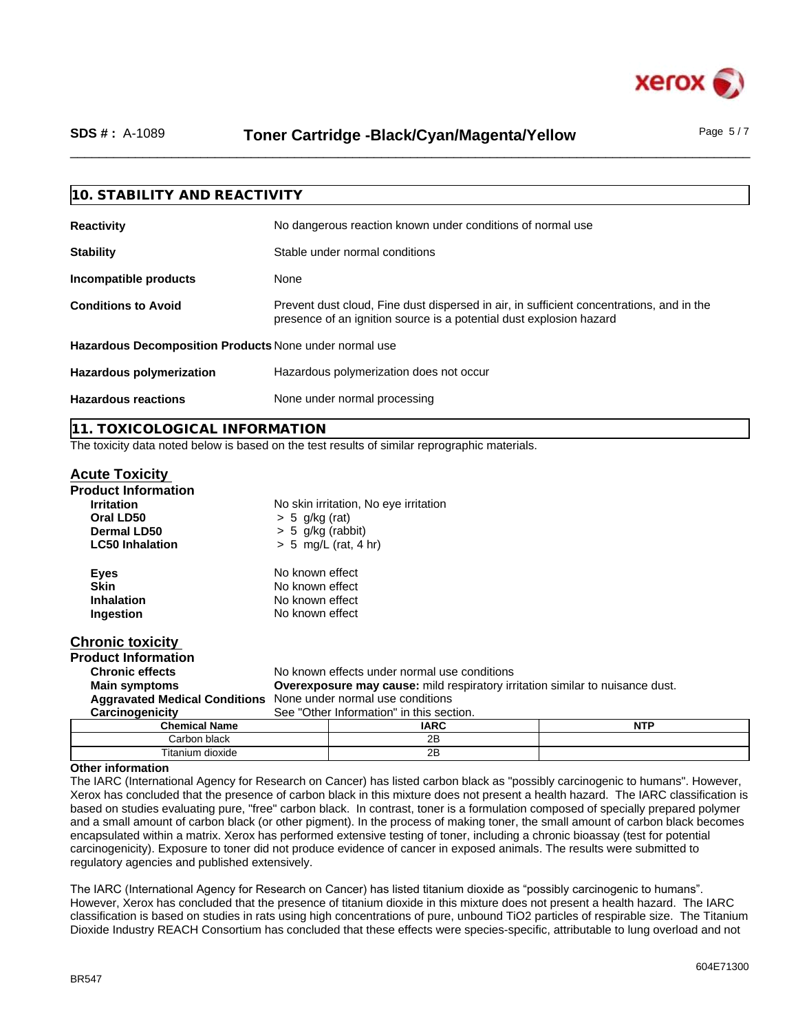## 10. STABILITY AND REACTIVITY

**Reactivity** No dangerous reaction known under conditions of normal use

**Stability** Stable under normal conditions

**Incompatible products** None

**Conditions to Avoid** Prevent dust cloud, Fine dust dispersed in air, in sufficient concentrations, and in the presence of an ignition source is a potential dust explosion hazard

**Hazardous Decomposition Products** None under normal use

**Hazardous polymerization** Hazardous polymerization does not occur

**Hazardous reactions** None under normal processing

## 11. TOXICOLOGICAL INFORMATION

The toxicity data noted below is based on the test results of similar reprographic materials.

### Acute Toxicity

**Product Information**

**Irritation** No skin irritation, No eye irritation
**Oral LD50** > 5 g/kg (rat)
**Dermal LD50** > 5 g/kg (rabbit)
**LC50 Inhalation** > 5 mg/L (rat, 4 hr)

**Eyes** No known effect
**Skin** No known effect
**Inhalation** No known effect
**Ingestion** No known effect

### Chronic toxicity

**Product Information**

**Chronic effects** No known effects under normal use conditions
**Main symptoms** **Overexposure may cause:** mild respiratory irritation similar to nuisance dust.
**Aggravated Medical Conditions** None under normal use conditions
**Carcinogenicity** See "Other Information" in this section.

| Chemical Name | IARC | NTP |
|---|---|---|
| Carbon black | 2B | |
| Titanium dioxide | 2B | |

**Other information**

The IARC (International Agency for Research on Cancer) has listed carbon black as "possibly carcinogenic to humans". However, Xerox has concluded that the presence of carbon black in this mixture does not present a health hazard. The IARC classification is based on studies evaluating pure, "free" carbon black. In contrast, toner is a formulation composed of specially prepared polymer and a small amount of carbon black (or other pigment). In the process of making toner, the small amount of carbon black becomes encapsulated within a matrix. Xerox has performed extensive testing of toner, including a chronic bioassay (test for potential carcinogenicity). Exposure to toner did not produce evidence of cancer in exposed animals. The results were submitted to regulatory agencies and published extensively.

The IARC (International Agency for Research on Cancer) has listed titanium dioxide as "possibly carcinogenic to humans". However, Xerox has concluded that the presence of titanium dioxide in this mixture does not present a health hazard. The IARC classification is based on studies in rats using high concentrations of pure, unbound $TiO_2$ particles of respirable size. The Titanium Dioxide Industry REACH Consortium has concluded that these effects were species-specific, attributable to lung overload and not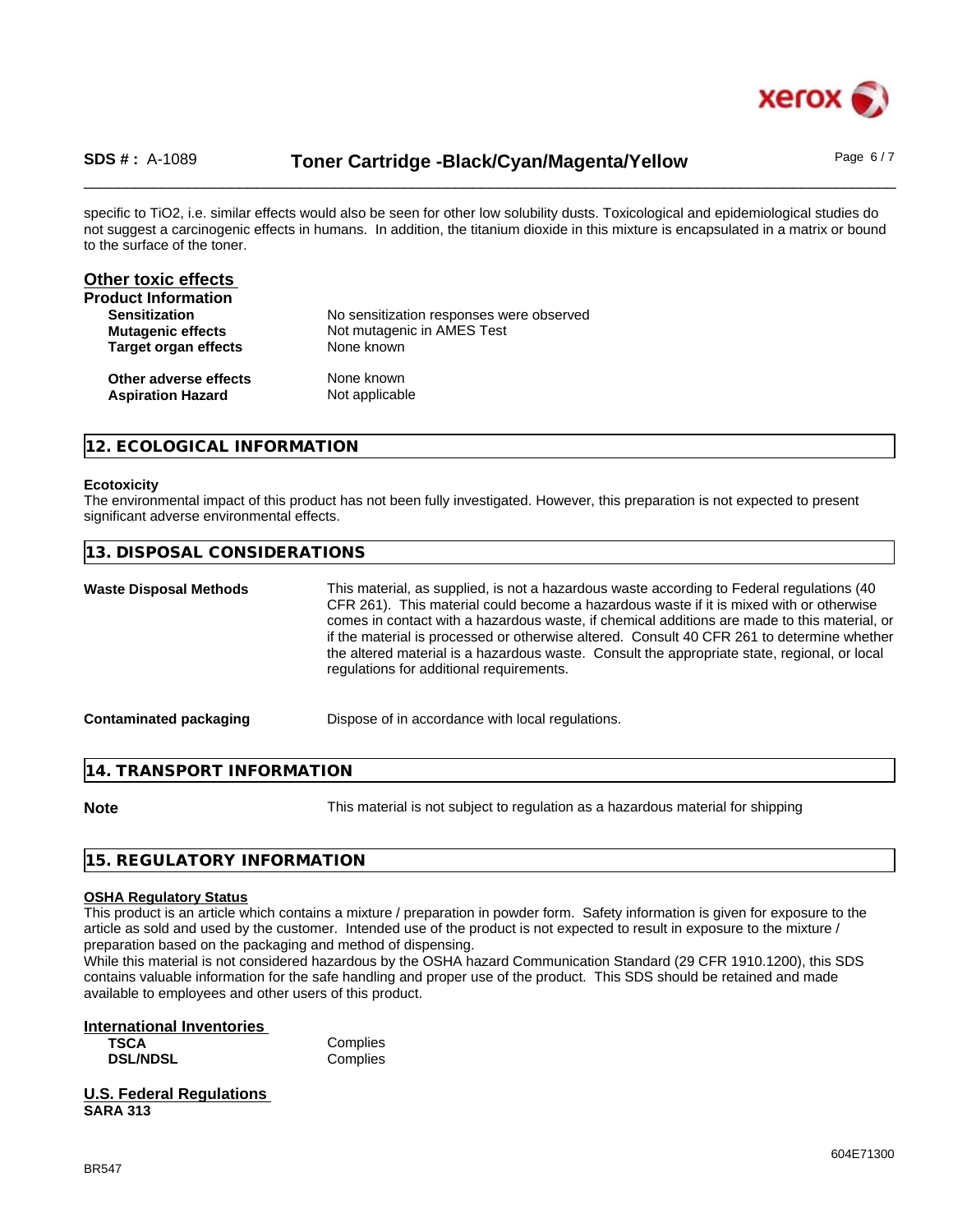specific to TiO2, i.e. similar effects would also be seen for other low solubility dusts. Toxicological and epidemiological studies do not suggest a carcinogenic effects in humans. In addition, the titanium dioxide in this mixture is encapsulated in a matrix or bound to the surface of the toner.

## Other toxic effects

**Product Information**

| | |
|---|---|
| **Sensitization** | No sensitization responses were observed |
| **Mutagenic effects** | Not mutagenic in AMES Test |
| **Target organ effects** | None known |
| **Other adverse effects** | None known |
| **Aspiration Hazard** | Not applicable |

## 12. ECOLOGICAL INFORMATION

**Ecotoxicity**

The environmental impact of this product has not been fully investigated. However, this preparation is not expected to present significant adverse environmental effects.

## 13. DISPOSAL CONSIDERATIONS

**Waste Disposal Methods**

This material, as supplied, is not a hazardous waste according to Federal regulations (40 CFR 261). This material could become a hazardous waste if it is mixed with or otherwise comes in contact with a hazardous waste, if chemical additions are made to this material, or if the material is processed or otherwise altered. Consult 40 CFR 261 to determine whether the altered material is a hazardous waste. Consult the appropriate state, regional, or local regulations for additional requirements.

**Contaminated packaging**

Dispose of in accordance with local regulations.

## 14. TRANSPORT INFORMATION

**Note**

This material is not subject to regulation as a hazardous material for shipping

## 15. REGULATORY INFORMATION

### OSHA Regulatory Status

This product is an article which contains a mixture / preparation in powder form. Safety information is given for exposure to the article as sold and used by the customer. Intended use of the product is not expected to result in exposure to the mixture / preparation based on the packaging and method of dispensing.

While this material is not considered hazardous by the OSHA hazard Communication Standard (29 CFR 1910.1200), this SDS contains valuable information for the safe handling and proper use of the product. This SDS should be retained and made available to employees and other users of this product.

### International Inventories

| | |
|---|---|
| **TSCA** | Complies |
| **DSL/NDSL** | Complies |

### U.S. Federal Regulations

**SARA 313**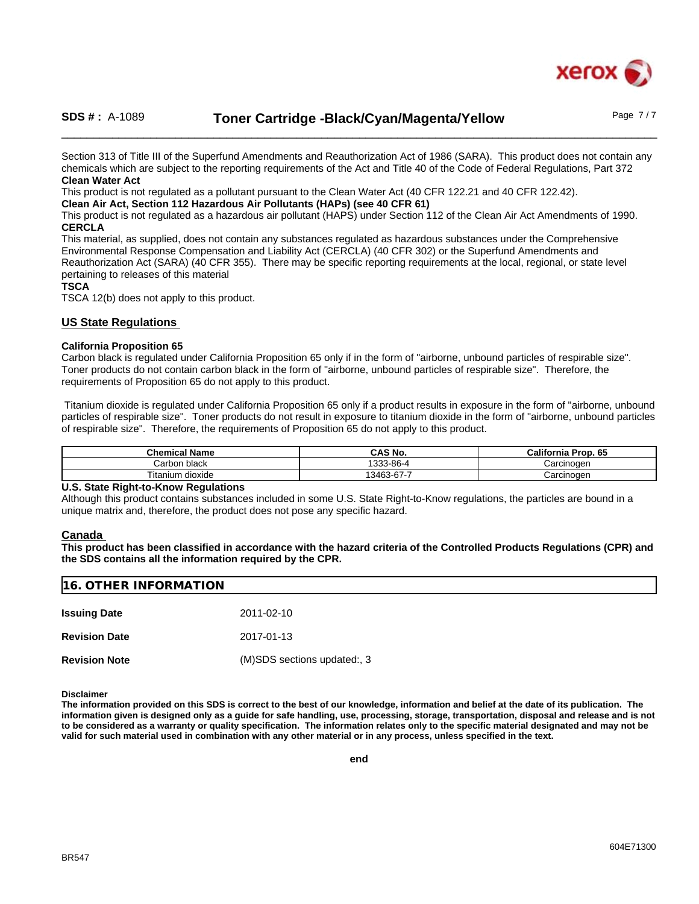Section 313 of Title III of the Superfund Amendments and Reauthorization Act of 1986 (SARA). This product does not contain any chemicals which are subject to the reporting requirements of the Act and Title 40 of the Code of Federal Regulations, Part 372

**Clean Water Act**

This product is not regulated as a pollutant pursuant to the Clean Water Act (40 CFR 122.21 and 40 CFR 122.42).

**Clean Air Act, Section 112 Hazardous Air Pollutants (HAPs) (see 40 CFR 61)**

This product is not regulated as a hazardous air pollutant (HAPS) under Section 112 of the Clean Air Act Amendments of 1990.

**CERCLA**

This material, as supplied, does not contain any substances regulated as hazardous substances under the Comprehensive Environmental Response Compensation and Liability Act (CERCLA) (40 CFR 302) or the Superfund Amendments and Reauthorization Act (SARA) (40 CFR 355). There may be specific reporting requirements at the local, regional, or state level pertaining to releases of this material

**TSCA**

TSCA 12(b) does not apply to this product.

## US State Regulations

**California Proposition 65**

Carbon black is regulated under California Proposition 65 only if in the form of "airborne, unbound particles of respirable size". Toner products do not contain carbon black in the form of "airborne, unbound particles of respirable size". Therefore, the requirements of Proposition 65 do not apply to this product.

Titanium dioxide is regulated under California Proposition 65 only if a product results in exposure in the form of "airborne, unbound particles of respirable size". Toner products do not result in exposure to titanium dioxide in the form of "airborne, unbound particles of respirable size". Therefore, the requirements of Proposition 65 do not apply to this product.

| Chemical Name | CAS No. | California Prop. 65 |
|---|---|---|
| Carbon black | 1333-86-4 | Carcinogen |
| Titanium dioxide | 13463-67-7 | Carcinogen |

**U.S. State Right-to-Know Regulations**

Although this product contains substances included in some U.S. State Right-to-Know regulations, the particles are bound in a unique matrix and, therefore, the product does not pose any specific hazard.

## Canada

**This product has been classified in accordance with the hazard criteria of the Controlled Products Regulations (CPR) and the SDS contains all the information required by the CPR.**

## 16. OTHER INFORMATION

**Issuing Date** 2011-02-10

**Revision Date** 2017-01-13

**Revision Note** (M)SDS sections updated:, 3

**Disclaimer**

**The information provided on this SDS is correct to the best of our knowledge, information and belief at the date of its publication. The information given is designed only as a guide for safe handling, use, processing, storage, transportation, disposal and release and is not to be considered as a warranty or quality specification. The information relates only to the specific material designated and may not be valid for such material used in combination with any other material or in any process, unless specified in the text.**

**end**